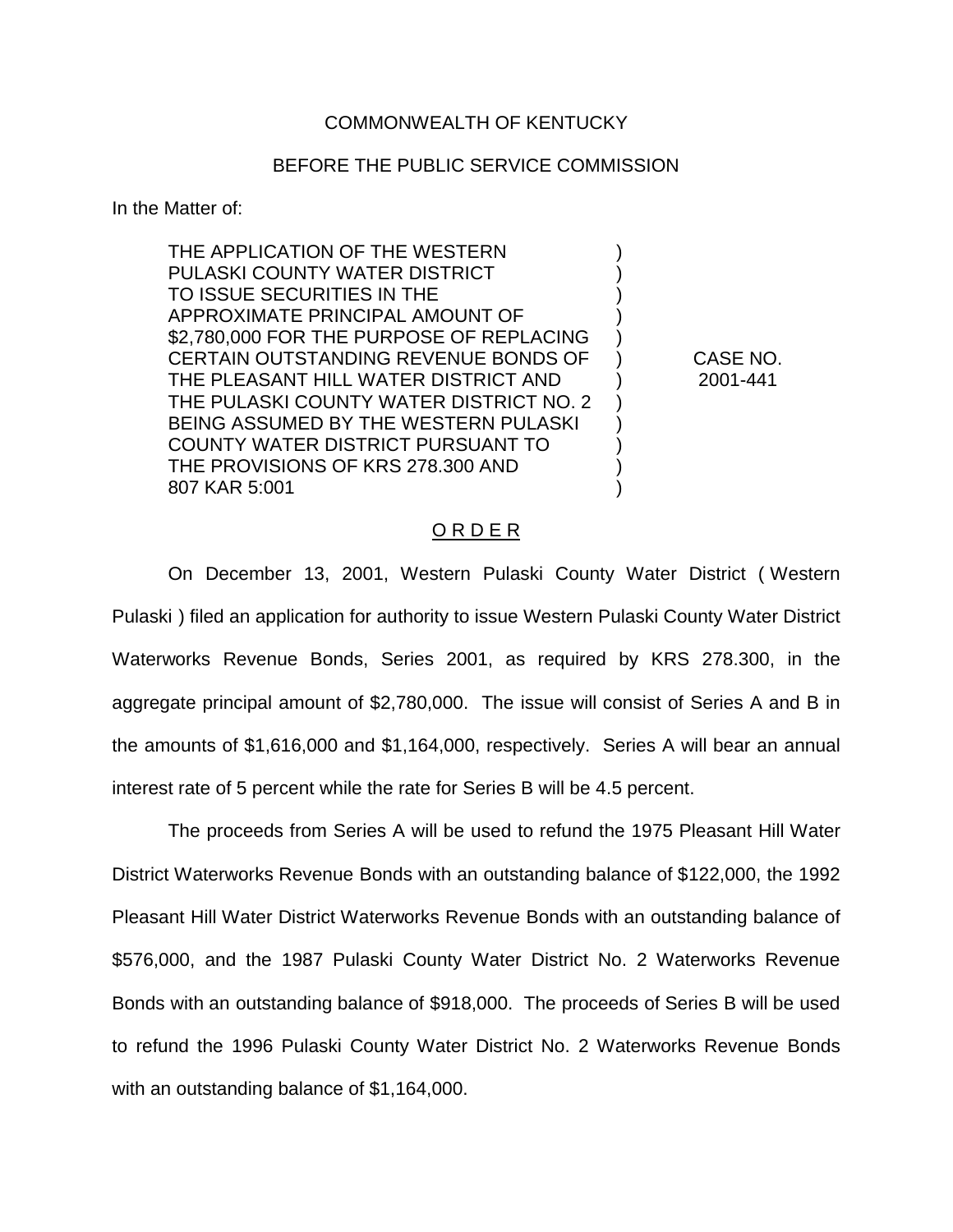COMMONWEALTH OF KENTUCKY

BEFORE THE PUBLIC SERVICE COMMISSION

In the Matter of:

| | | |
|---|---|---|
| THE APPLICATION OF THE WESTERN PULASKI COUNTY WATER DISTRICT TO ISSUE SECURITIES IN THE APPROXIMATE PRINCIPAL AMOUNT OF $2,780,000 FOR THE PURPOSE OF REPLACING CERTAIN OUTSTANDING REVENUE BONDS OF THE PLEASANT HILL WATER DISTRICT AND THE PULASKI COUNTY WATER DISTRICT NO. 2 BEING ASSUMED BY THE WESTERN PULASKI COUNTY WATER DISTRICT PURSUANT TO THE PROVISIONS OF KRS 278.300 AND 807 KAR 5:001 | ) | CASE NO. 2001-441 |

O R D E R

On December 13, 2001, Western Pulaski County Water District ( Western Pulaski ) filed an application for authority to issue Western Pulaski County Water District Waterworks Revenue Bonds, Series 2001, as required by KRS 278.300, in the aggregate principal amount of $2,780,000. The issue will consist of Series A and B in the amounts of $1,616,000 and $1,164,000, respectively. Series A will bear an annual interest rate of 5 percent while the rate for Series B will be 4.5 percent.

The proceeds from Series A will be used to refund the 1975 Pleasant Hill Water District Waterworks Revenue Bonds with an outstanding balance of $122,000, the 1992 Pleasant Hill Water District Waterworks Revenue Bonds with an outstanding balance of $576,000, and the 1987 Pulaski County Water District No. 2 Waterworks Revenue Bonds with an outstanding balance of $918,000. The proceeds of Series B will be used to refund the 1996 Pulaski County Water District No. 2 Waterworks Revenue Bonds with an outstanding balance of $1,164,000.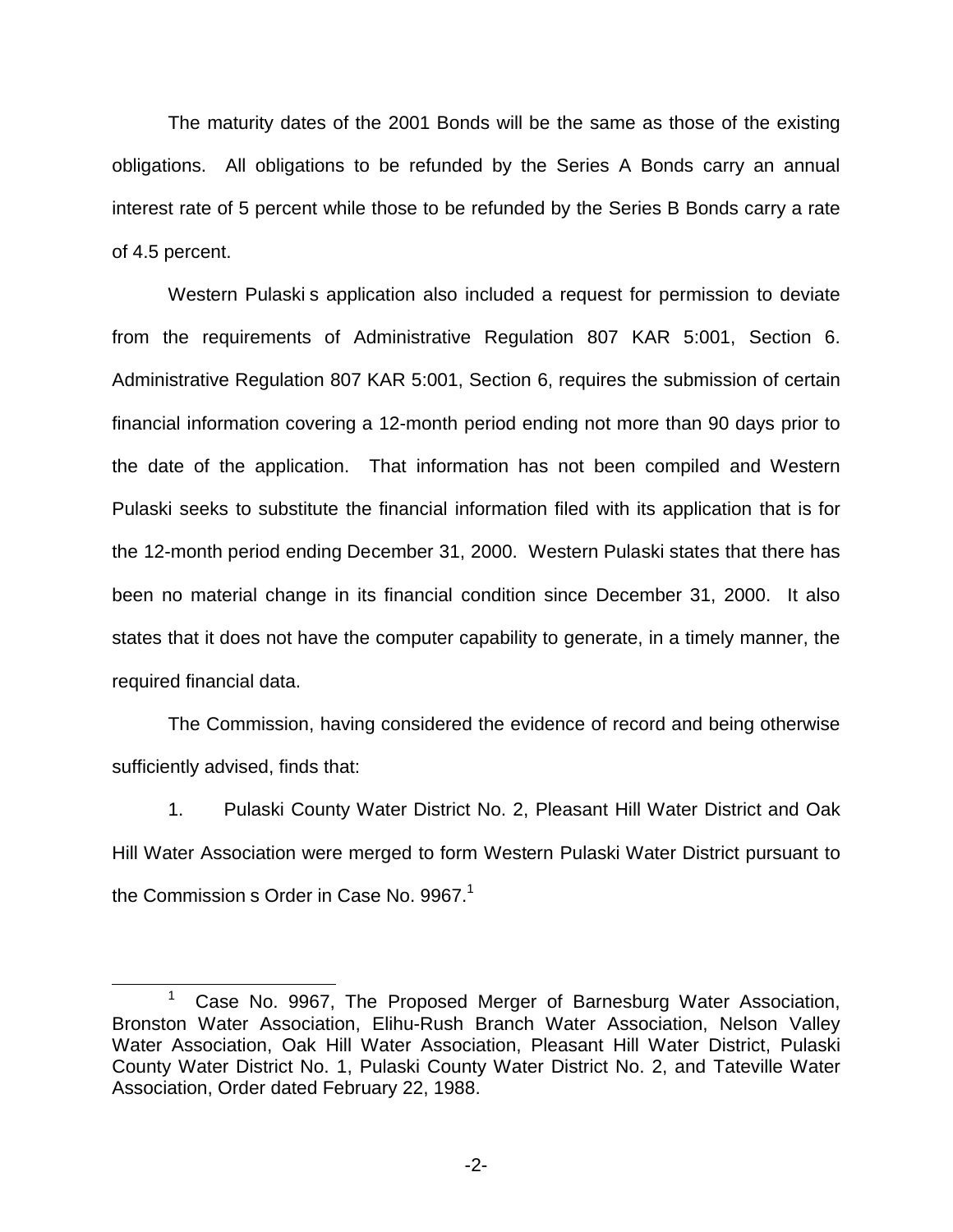The maturity dates of the 2001 Bonds will be the same as those of the existing obligations. All obligations to be refunded by the Series A Bonds carry an annual interest rate of 5 percent while those to be refunded by the Series B Bonds carry a rate of 4.5 percent.

Western Pulaski s application also included a request for permission to deviate from the requirements of Administrative Regulation 807 KAR 5:001, Section 6. Administrative Regulation 807 KAR 5:001, Section 6, requires the submission of certain financial information covering a 12-month period ending not more than 90 days prior to the date of the application. That information has not been compiled and Western Pulaski seeks to substitute the financial information filed with its application that is for the 12-month period ending December 31, 2000. Western Pulaski states that there has been no material change in its financial condition since December 31, 2000. It also states that it does not have the computer capability to generate, in a timely manner, the required financial data.

The Commission, having considered the evidence of record and being otherwise sufficiently advised, finds that:

1. Pulaski County Water District No. 2, Pleasant Hill Water District and Oak Hill Water Association were merged to form Western Pulaski Water District pursuant to the Commission s Order in Case No. 9967.[1]

[1] Case No. 9967, The Proposed Merger of Barnesburg Water Association, Bronston Water Association, Elihu-Rush Branch Water Association, Nelson Valley Water Association, Oak Hill Water Association, Pleasant Hill Water District, Pulaski County Water District No. 1, Pulaski County Water District No. 2, and Tateville Water Association, Order dated February 22, 1988.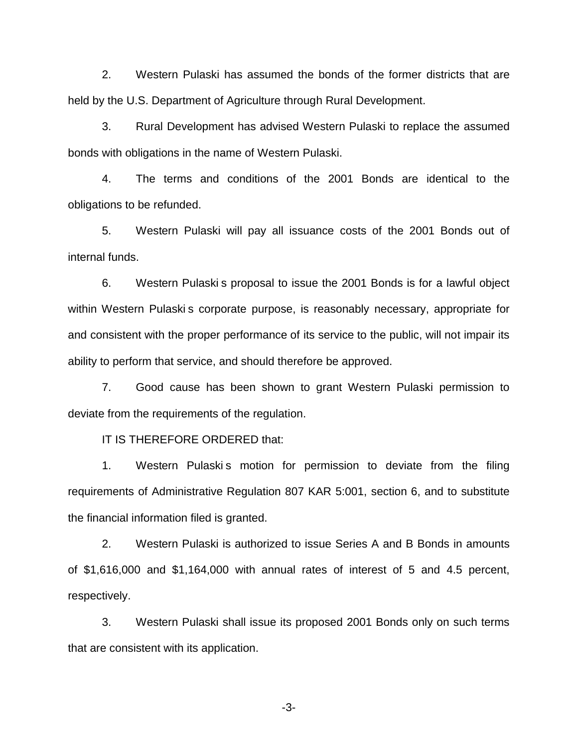2. Western Pulaski has assumed the bonds of the former districts that are held by the U.S. Department of Agriculture through Rural Development.

3. Rural Development has advised Western Pulaski to replace the assumed bonds with obligations in the name of Western Pulaski.

4. The terms and conditions of the 2001 Bonds are identical to the obligations to be refunded.

5. Western Pulaski will pay all issuance costs of the 2001 Bonds out of internal funds.

6. Western Pulaski s proposal to issue the 2001 Bonds is for a lawful object within Western Pulaski s corporate purpose, is reasonably necessary, appropriate for and consistent with the proper performance of its service to the public, will not impair its ability to perform that service, and should therefore be approved.

7. Good cause has been shown to grant Western Pulaski permission to deviate from the requirements of the regulation.

IT IS THEREFORE ORDERED that:

1. Western Pulaski s motion for permission to deviate from the filing requirements of Administrative Regulation 807 KAR 5:001, section 6, and to substitute the financial information filed is granted.

2. Western Pulaski is authorized to issue Series A and B Bonds in amounts of $1,616,000 and $1,164,000 with annual rates of interest of 5 and 4.5 percent, respectively.

3. Western Pulaski shall issue its proposed 2001 Bonds only on such terms that are consistent with its application.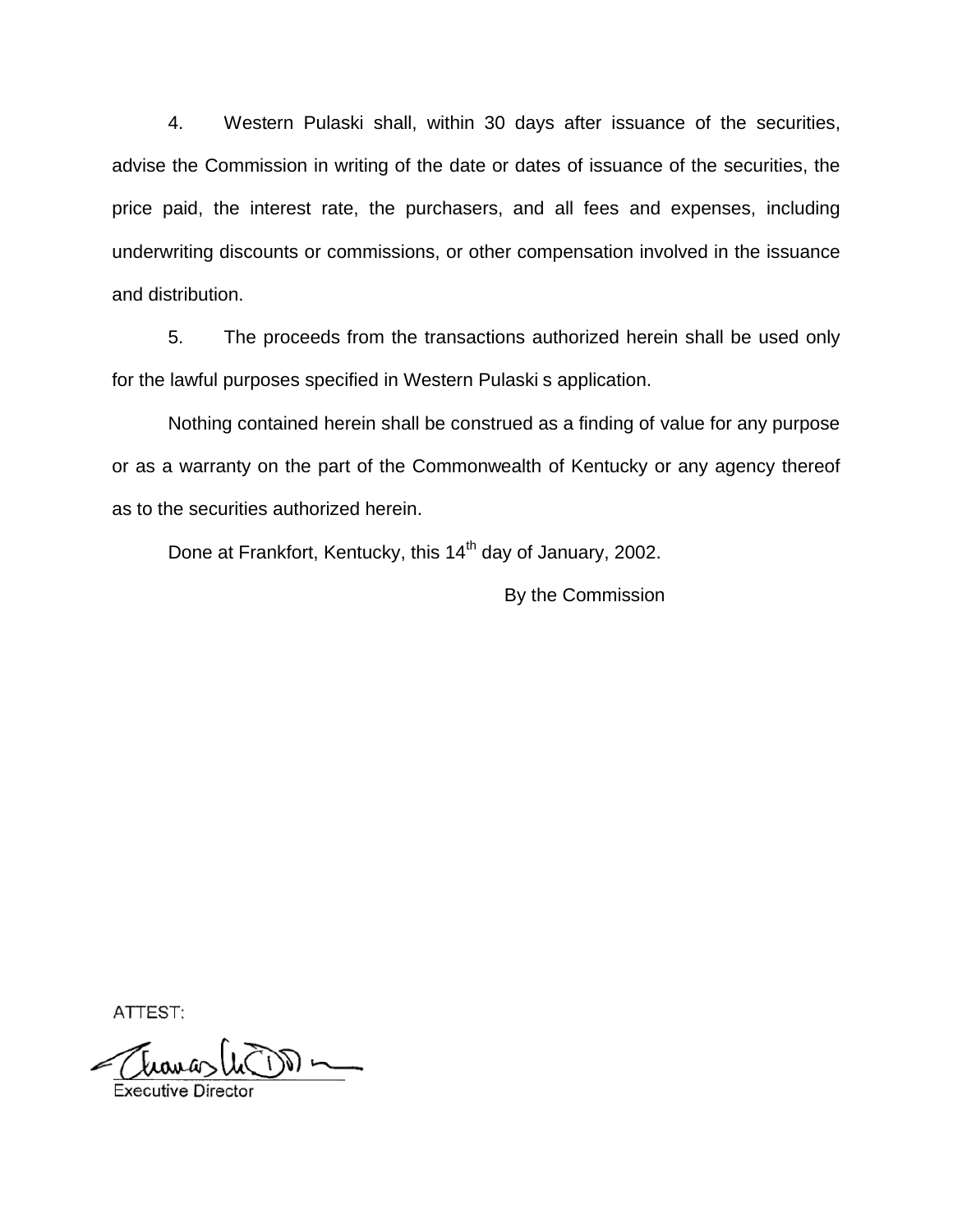4. Western Pulaski shall, within 30 days after issuance of the securities, advise the Commission in writing of the date or dates of issuance of the securities, the price paid, the interest rate, the purchasers, and all fees and expenses, including underwriting discounts or commissions, or other compensation involved in the issuance and distribution.

5. The proceeds from the transactions authorized herein shall be used only for the lawful purposes specified in Western Pulaski s application.

Nothing contained herein shall be construed as a finding of value for any purpose or as a warranty on the part of the Commonwealth of Kentucky or any agency thereof as to the securities authorized herein.

Done at Frankfort, Kentucky, this 14th day of January, 2002.

By the Commission

ATTEST:

Executive Director